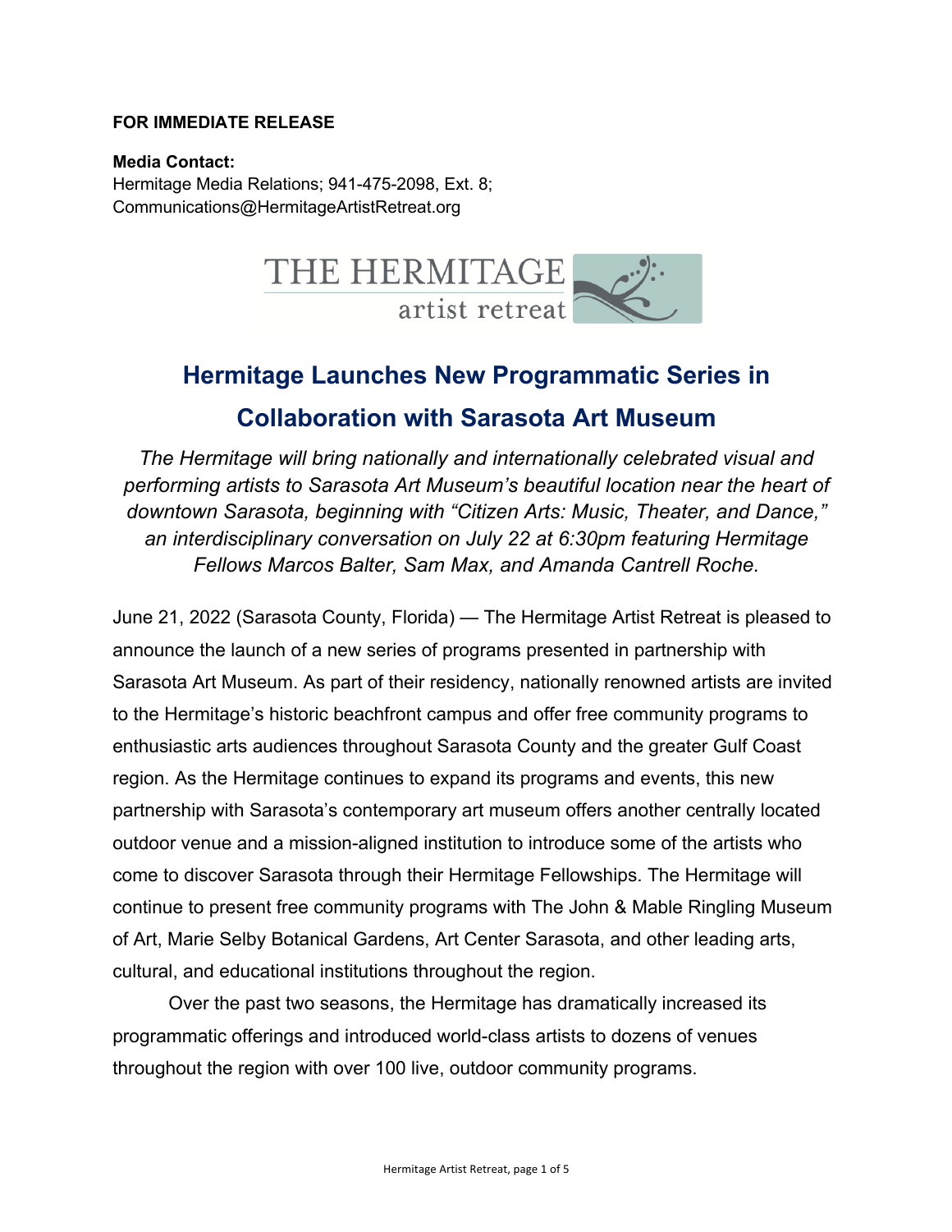**FOR IMMEDIATE RELEASE**

**Media Contact:**
Hermitage Media Relations; 941-475-2098, Ext. 8;
Communications@HermitageArtistRetreat.org

THE HERMITAGE
artist retreat

# Hermitage Launches New Programmatic Series in Collaboration with Sarasota Art Museum

*The Hermitage will bring nationally and internationally celebrated visual and performing artists to Sarasota Art Museum's beautiful location near the heart of downtown Sarasota, beginning with "Citizen Arts: Music, Theater, and Dance," an interdisciplinary conversation on July 22 at 6:30pm featuring Hermitage Fellows Marcos Balter, Sam Max, and Amanda Cantrell Roche.*

June 21, 2022 (Sarasota County, Florida) — The Hermitage Artist Retreat is pleased to announce the launch of a new series of programs presented in partnership with Sarasota Art Museum. As part of their residency, nationally renowned artists are invited to the Hermitage's historic beachfront campus and offer free community programs to enthusiastic arts audiences throughout Sarasota County and the greater Gulf Coast region. As the Hermitage continues to expand its programs and events, this new partnership with Sarasota's contemporary art museum offers another centrally located outdoor venue and a mission-aligned institution to introduce some of the artists who come to discover Sarasota through their Hermitage Fellowships. The Hermitage will continue to present free community programs with The John & Mable Ringling Museum of Art, Marie Selby Botanical Gardens, Art Center Sarasota, and other leading arts, cultural, and educational institutions throughout the region.

Over the past two seasons, the Hermitage has dramatically increased its programmatic offerings and introduced world-class artists to dozens of venues throughout the region with over 100 live, outdoor community programs.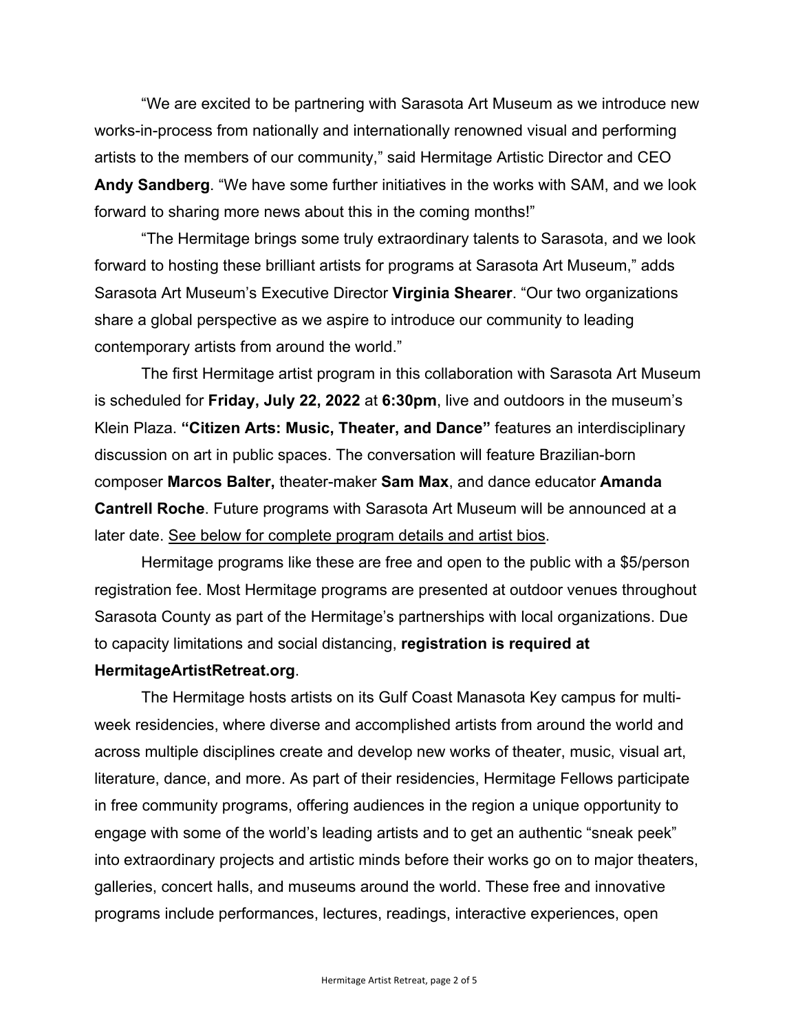"We are excited to be partnering with Sarasota Art Museum as we introduce new works-in-process from nationally and internationally renowned visual and performing artists to the members of our community," said Hermitage Artistic Director and CEO **Andy Sandberg**. "We have some further initiatives in the works with SAM, and we look forward to sharing more news about this in the coming months!"

"The Hermitage brings some truly extraordinary talents to Sarasota, and we look forward to hosting these brilliant artists for programs at Sarasota Art Museum," adds Sarasota Art Museum's Executive Director **Virginia Shearer**. "Our two organizations share a global perspective as we aspire to introduce our community to leading contemporary artists from around the world."

The first Hermitage artist program in this collaboration with Sarasota Art Museum is scheduled for **Friday, July 22, 2022** at **6:30pm**, live and outdoors in the museum's Klein Plaza. **"Citizen Arts: Music, Theater, and Dance"** features an interdisciplinary discussion on art in public spaces. The conversation will feature Brazilian-born composer **Marcos Balter,** theater-maker **Sam Max**, and dance educator **Amanda Cantrell Roche**. Future programs with Sarasota Art Museum will be announced at a later date. See below for complete program details and artist bios.

Hermitage programs like these are free and open to the public with a $5/person registration fee. Most Hermitage programs are presented at outdoor venues throughout Sarasota County as part of the Hermitage's partnerships with local organizations. Due to capacity limitations and social distancing, **registration is required at HermitageArtistRetreat.org**.

The Hermitage hosts artists on its Gulf Coast Manasota Key campus for multi-week residencies, where diverse and accomplished artists from around the world and across multiple disciplines create and develop new works of theater, music, visual art, literature, dance, and more. As part of their residencies, Hermitage Fellows participate in free community programs, offering audiences in the region a unique opportunity to engage with some of the world's leading artists and to get an authentic "sneak peek" into extraordinary projects and artistic minds before their works go on to major theaters, galleries, concert halls, and museums around the world. These free and innovative programs include performances, lectures, readings, interactive experiences, open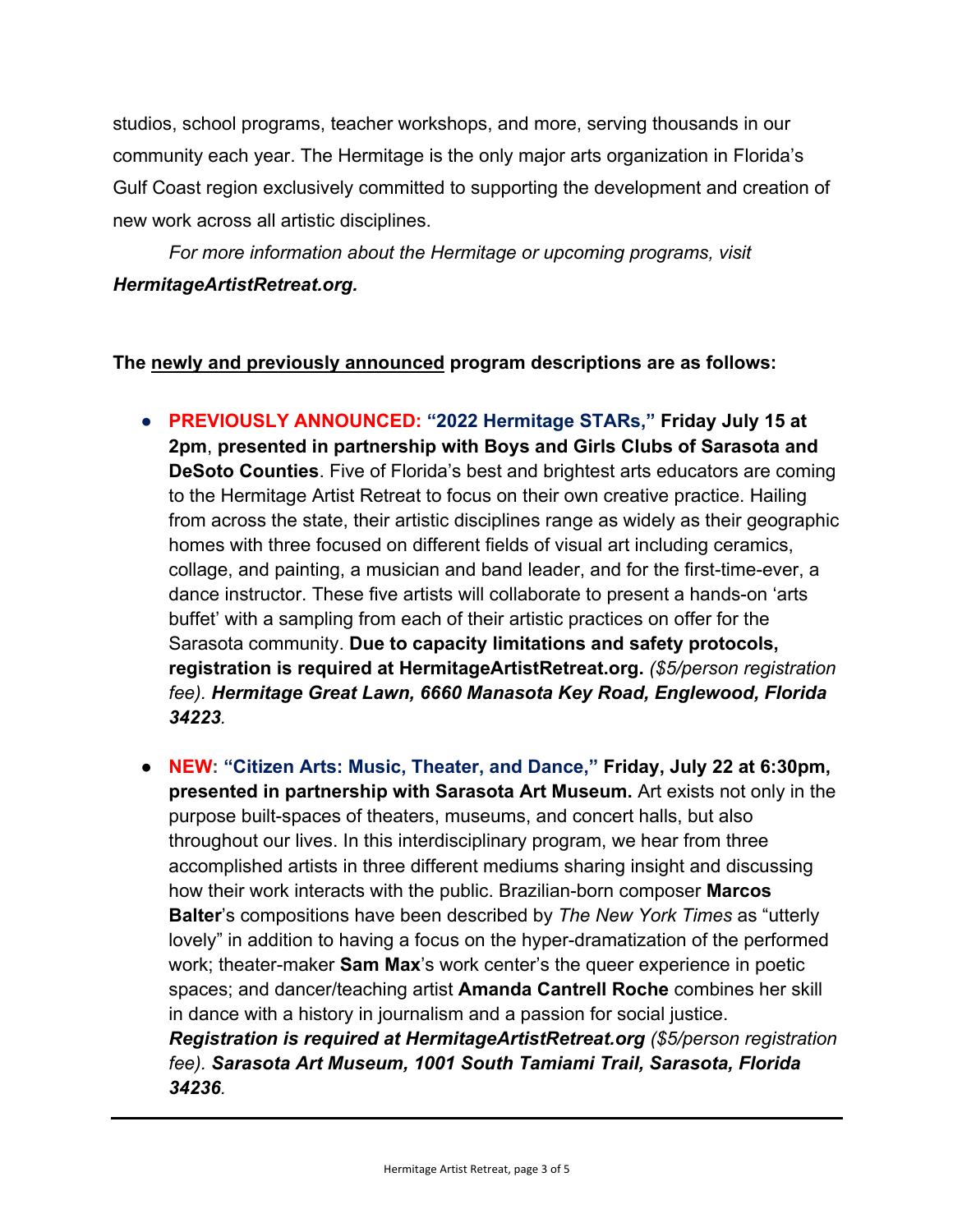studios, school programs, teacher workshops, and more, serving thousands in our community each year. The Hermitage is the only major arts organization in Florida's Gulf Coast region exclusively committed to supporting the development and creation of new work across all artistic disciplines.

*For more information about the Hermitage or upcoming programs, visit* ***HermitageArtistRetreat.org.***

**The <u>newly and previously announced</u> program descriptions are as follows:**

- **PREVIOUSLY ANNOUNCED: "2022 Hermitage STARs," Friday July 15 at 2pm**, **presented in partnership with Boys and Girls Clubs of Sarasota and DeSoto Counties**. Five of Florida's best and brightest arts educators are coming to the Hermitage Artist Retreat to focus on their own creative practice. Hailing from across the state, their artistic disciplines range as widely as their geographic homes with three focused on different fields of visual art including ceramics, collage, and painting, a musician and band leader, and for the first-time-ever, a dance instructor. These five artists will collaborate to present a hands-on 'arts buffet' with a sampling from each of their artistic practices on offer for the Sarasota community. **Due to capacity limitations and safety protocols, registration is required at HermitageArtistRetreat.org.** *($5/person registration fee).* ***Hermitage Great Lawn, 6660 Manasota Key Road, Englewood, Florida 34223.***

- **NEW: "Citizen Arts: Music, Theater, and Dance," Friday, July 22 at 6:30pm, presented in partnership with Sarasota Art Museum.** Art exists not only in the purpose built-spaces of theaters, museums, and concert halls, but also throughout our lives. In this interdisciplinary program, we hear from three accomplished artists in three different mediums sharing insight and discussing how their work interacts with the public. Brazilian-born composer **Marcos Balter**'s compositions have been described by *The New York Times* as "utterly lovely" in addition to having a focus on the hyper-dramatization of the performed work; theater-maker **Sam Max**'s work center's the queer experience in poetic spaces; and dancer/teaching artist **Amanda Cantrell Roche** combines her skill in dance with a history in journalism and a passion for social justice. ***Registration is required at HermitageArtistRetreat.org*** *($5/person registration fee).* ***Sarasota Art Museum, 1001 South Tamiami Trail, Sarasota, Florida 34236.***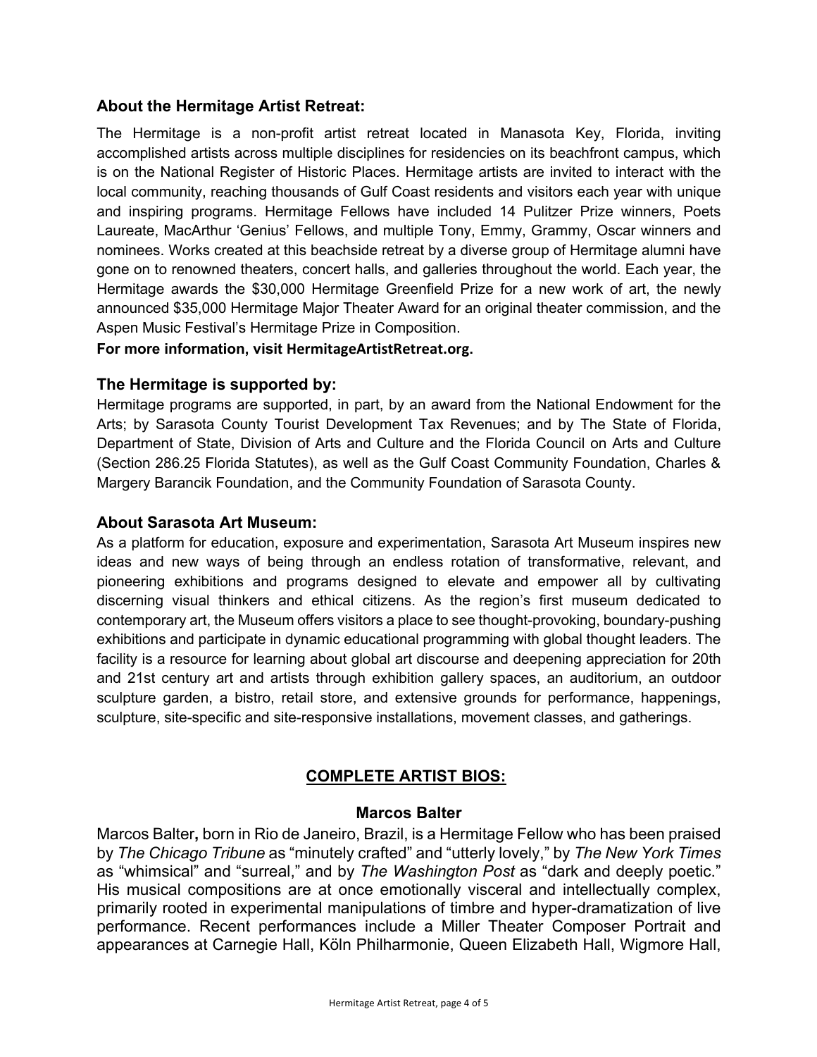### About the Hermitage Artist Retreat:

The Hermitage is a non-profit artist retreat located in Manasota Key, Florida, inviting accomplished artists across multiple disciplines for residencies on its beachfront campus, which is on the National Register of Historic Places. Hermitage artists are invited to interact with the local community, reaching thousands of Gulf Coast residents and visitors each year with unique and inspiring programs. Hermitage Fellows have included 14 Pulitzer Prize winners, Poets Laureate, MacArthur 'Genius' Fellows, and multiple Tony, Emmy, Grammy, Oscar winners and nominees. Works created at this beachside retreat by a diverse group of Hermitage alumni have gone on to renowned theaters, concert halls, and galleries throughout the world. Each year, the Hermitage awards the $30,000 Hermitage Greenfield Prize for a new work of art, the newly announced $35,000 Hermitage Major Theater Award for an original theater commission, and the Aspen Music Festival's Hermitage Prize in Composition.

**For more information, visit HermitageArtistRetreat.org.**

### The Hermitage is supported by:

Hermitage programs are supported, in part, by an award from the National Endowment for the Arts; by Sarasota County Tourist Development Tax Revenues; and by The State of Florida, Department of State, Division of Arts and Culture and the Florida Council on Arts and Culture (Section 286.25 Florida Statutes), as well as the Gulf Coast Community Foundation, Charles & Margery Barancik Foundation, and the Community Foundation of Sarasota County.

### About Sarasota Art Museum:

As a platform for education, exposure and experimentation, Sarasota Art Museum inspires new ideas and new ways of being through an endless rotation of transformative, relevant, and pioneering exhibitions and programs designed to elevate and empower all by cultivating discerning visual thinkers and ethical citizens. As the region's first museum dedicated to contemporary art, the Museum offers visitors a place to see thought-provoking, boundary-pushing exhibitions and participate in dynamic educational programming with global thought leaders. The facility is a resource for learning about global art discourse and deepening appreciation for 20th and 21st century art and artists through exhibition gallery spaces, an auditorium, an outdoor sculpture garden, a bistro, retail store, and extensive grounds for performance, happenings, sculpture, site-specific and site-responsive installations, movement classes, and gatherings.

## COMPLETE ARTIST BIOS:

### Marcos Balter

Marcos Balter**,** born in Rio de Janeiro, Brazil, is a Hermitage Fellow who has been praised by *The Chicago Tribune* as "minutely crafted" and "utterly lovely," by *The New York Times* as "whimsical" and "surreal," and by *The Washington Post* as "dark and deeply poetic." His musical compositions are at once emotionally visceral and intellectually complex, primarily rooted in experimental manipulations of timbre and hyper-dramatization of live performance. Recent performances include a Miller Theater Composer Portrait and appearances at Carnegie Hall, Köln Philharmonie, Queen Elizabeth Hall, Wigmore Hall,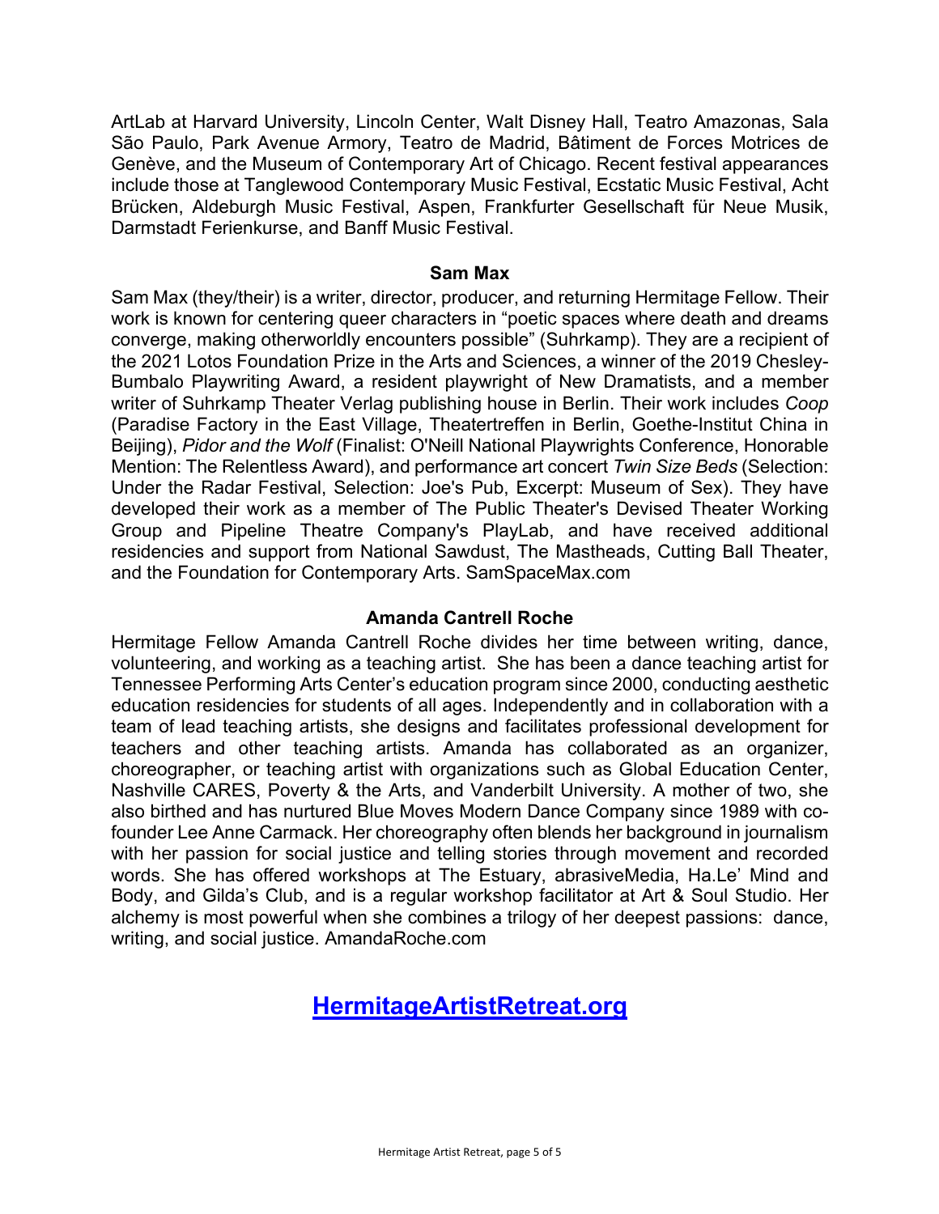ArtLab at Harvard University, Lincoln Center, Walt Disney Hall, Teatro Amazonas, Sala São Paulo, Park Avenue Armory, Teatro de Madrid, Bâtiment de Forces Motrices de Genève, and the Museum of Contemporary Art of Chicago. Recent festival appearances include those at Tanglewood Contemporary Music Festival, Ecstatic Music Festival, Acht Brücken, Aldeburgh Music Festival, Aspen, Frankfurter Gesellschaft für Neue Musik, Darmstadt Ferienkurse, and Banff Music Festival.

### Sam Max

Sam Max (they/their) is a writer, director, producer, and returning Hermitage Fellow. Their work is known for centering queer characters in "poetic spaces where death and dreams converge, making otherworldly encounters possible" (Suhrkamp). They are a recipient of the 2021 Lotos Foundation Prize in the Arts and Sciences, a winner of the 2019 Chesley-Bumbalo Playwriting Award, a resident playwright of New Dramatists, and a member writer of Suhrkamp Theater Verlag publishing house in Berlin. Their work includes *Coop* (Paradise Factory in the East Village, Theatertreffen in Berlin, Goethe-Institut China in Beijing), *Pidor and the Wolf* (Finalist: O'Neill National Playwrights Conference, Honorable Mention: The Relentless Award), and performance art concert *Twin Size Beds* (Selection: Under the Radar Festival, Selection: Joe's Pub, Excerpt: Museum of Sex). They have developed their work as a member of The Public Theater's Devised Theater Working Group and Pipeline Theatre Company's PlayLab, and have received additional residencies and support from National Sawdust, The Mastheads, Cutting Ball Theater, and the Foundation for Contemporary Arts. SamSpaceMax.com

### Amanda Cantrell Roche

Hermitage Fellow Amanda Cantrell Roche divides her time between writing, dance, volunteering, and working as a teaching artist. She has been a dance teaching artist for Tennessee Performing Arts Center's education program since 2000, conducting aesthetic education residencies for students of all ages. Independently and in collaboration with a team of lead teaching artists, she designs and facilitates professional development for teachers and other teaching artists. Amanda has collaborated as an organizer, choreographer, or teaching artist with organizations such as Global Education Center, Nashville CARES, Poverty & the Arts, and Vanderbilt University. A mother of two, she also birthed and has nurtured Blue Moves Modern Dance Company since 1989 with co-founder Lee Anne Carmack. Her choreography often blends her background in journalism with her passion for social justice and telling stories through movement and recorded words. She has offered workshops at The Estuary, abrasiveMedia, Ha.Le' Mind and Body, and Gilda's Club, and is a regular workshop facilitator at Art & Soul Studio. Her alchemy is most powerful when she combines a trilogy of her deepest passions: dance, writing, and social justice. AmandaRoche.com

## [HermitageArtistRetreat.org](HermitageArtistRetreat.org)